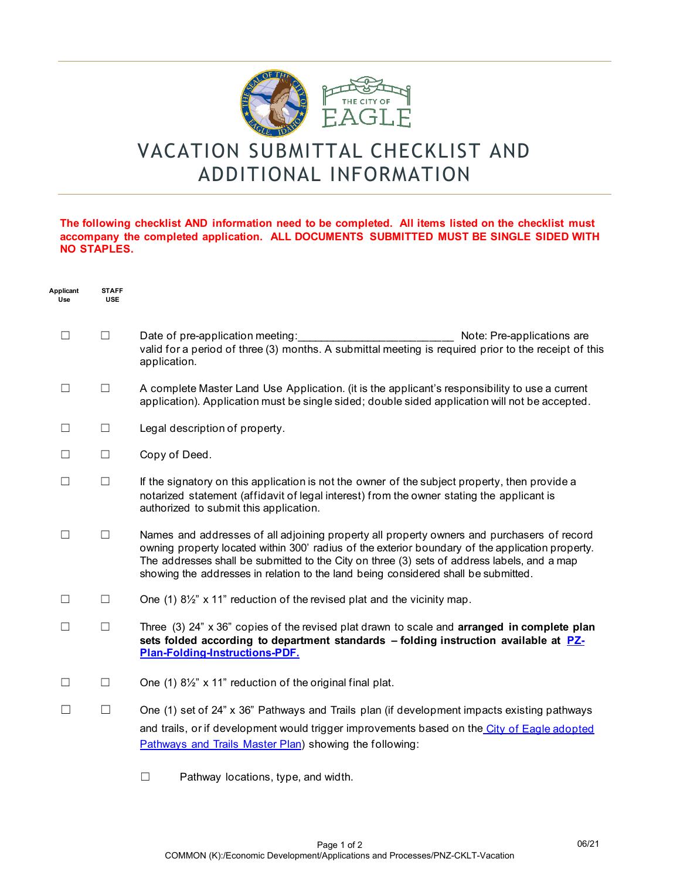# VACATION SUBMITTAL CHECKLIST AND ADDITIONAL INFORMATION

**The following checklist AND information need to be completed. All items listed on the checklist must accompany the completed application. ALL DOCUMENTS SUBMITTED MUST BE SINGLE SIDED WITH NO STAPLES.**

| Applicant Use | STAFF USE | |
|---|---|---|
| ☐ | ☐ | Date of pre-application meeting:_________________________ Note: Pre-applications are valid for a period of three (3) months. A submittal meeting is required prior to the receipt of this application. |
| ☐ | ☐ | A complete Master Land Use Application. (it is the applicant's responsibility to use a current application). Application must be single sided; double sided application will not be accepted. |
| ☐ | ☐ | Legal description of property. |
| ☐ | ☐ | Copy of Deed. |
| ☐ | ☐ | If the signatory on this application is not the owner of the subject property, then provide a notarized statement (affidavit of legal interest) from the owner stating the applicant is authorized to submit this application. |
| ☐ | ☐ | Names and addresses of all adjoining property all property owners and purchasers of record owning property located within 300' radius of the exterior boundary of the application property. The addresses shall be submitted to the City on three (3) sets of address labels, and a map showing the addresses in relation to the land being considered shall be submitted. |
| ☐ | ☐ | One (1) 8½" x 11" reduction of the revised plat and the vicinity map. |
| ☐ | ☐ | Three (3) 24" x 36" copies of the revised plat drawn to scale and **arranged in complete plan sets folded according to department standards – folding instruction available at PZ-Plan-Folding-Instructions-PDF.** |
| ☐ | ☐ | One (1) 8½" x 11" reduction of the original final plat. |
| ☐ | ☐ | One (1) set of 24" x 36" Pathways and Trails plan (if development impacts existing pathways and trails, or if development would trigger improvements based on the City of Eagle adopted Pathways and Trails Master Plan) showing the following: |

- ☐ Pathway locations, type, and width.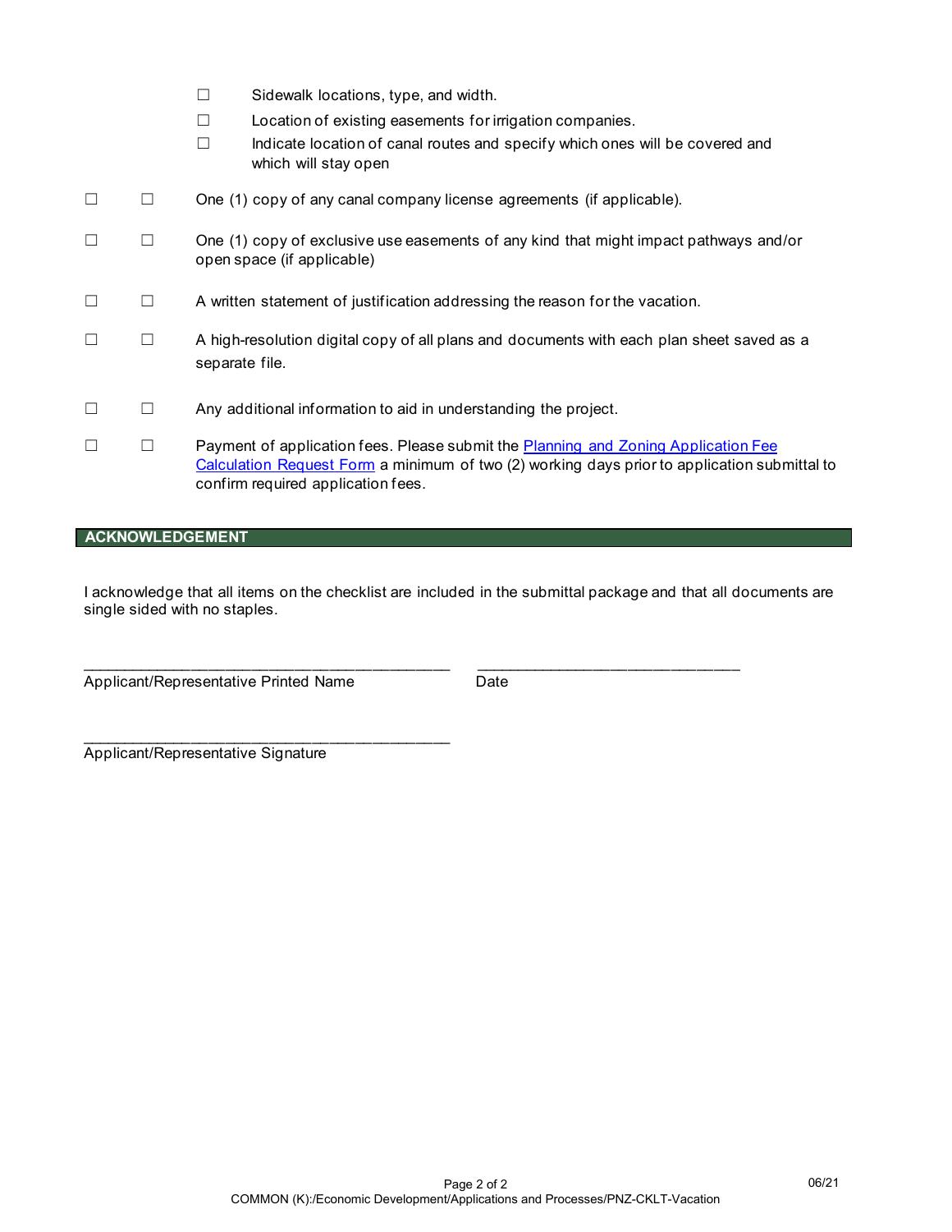- ☐ Sidewalk locations, type, and width.
- ☐ Location of existing easements for irrigation companies.
- ☐ Indicate location of canal routes and specify which ones will be covered and which will stay open

☐ ☐ One (1) copy of any canal company license agreements (if applicable).

☐ ☐ One (1) copy of exclusive use easements of any kind that might impact pathways and/or open space (if applicable)

☐ ☐ A written statement of justification addressing the reason for the vacation.

☐ ☐ A high-resolution digital copy of all plans and documents with each plan sheet saved as a separate file.

☐ ☐ Any additional information to aid in understanding the project.

☐ ☐ Payment of application fees. Please submit the Planning and Zoning Application Fee Calculation Request Form a minimum of two (2) working days prior to application submittal to confirm required application fees.

## ACKNOWLEDGEMENT

I acknowledge that all items on the checklist are included in the submittal package and that all documents are single sided with no staples.

_____________________________________________ _________________________________

Applicant/Representative Printed Name Date

_____________________________________________

Applicant/Representative Signature

06/21

COMMON (K):/Economic Development/Applications and Processes/PNZ-CKLT-Vacation